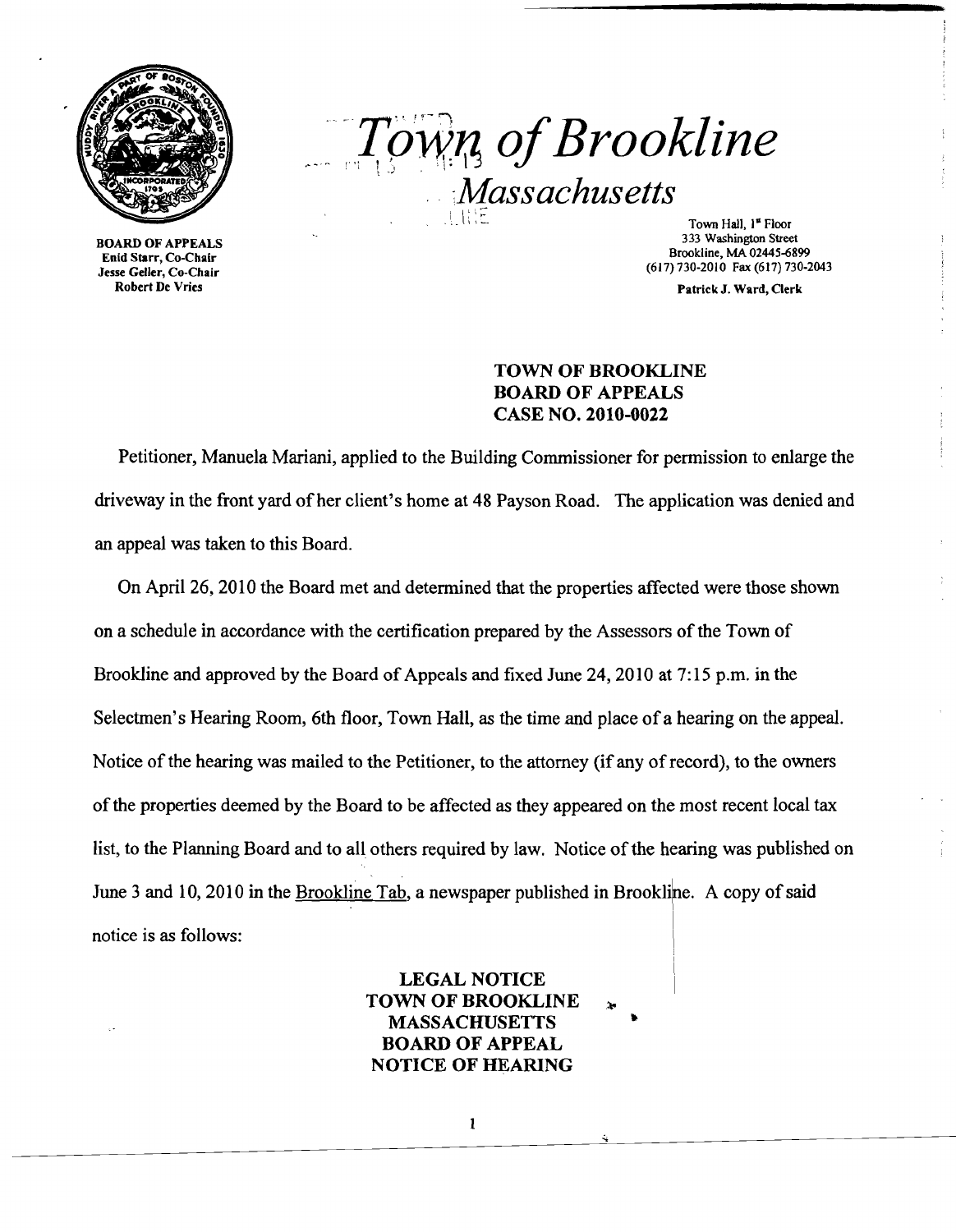# *Town of Brookline*

## *Massachusetts*

BOARD OF APPEALS
Enid Starr, Co-Chair
Jesse Geller, Co-Chair
Robert De Vries

Town Hall, 1st Floor
333 Washington Street
Brookline, MA 02445-6899
(617) 730-2010 Fax (617) 730-2043

Patrick J. Ward, Clerk

**TOWN OF BROOKLINE**
**BOARD OF APPEALS**
**CASE NO. 2010-0022**

Petitioner, Manuela Mariani, applied to the Building Commissioner for permission to enlarge the driveway in the front yard of her client's home at 48 Payson Road. The application was denied and an appeal was taken to this Board.

On April 26, 2010 the Board met and determined that the properties affected were those shown on a schedule in accordance with the certification prepared by the Assessors of the Town of Brookline and approved by the Board of Appeals and fixed June 24, 2010 at 7:15 p.m. in the Selectmen's Hearing Room, 6th floor, Town Hall, as the time and place of a hearing on the appeal. Notice of the hearing was mailed to the Petitioner, to the attorney (if any of record), to the owners of the properties deemed by the Board to be affected as they appeared on the most recent local tax list, to the Planning Board and to all others required by law. Notice of the hearing was published on June 3 and 10, 2010 in the Brookline Tab, a newspaper published in Brookline. A copy of said notice is as follows:

**LEGAL NOTICE**
**TOWN OF BROOKLINE**
**MASSACHUSETTS**
**BOARD OF APPEAL**
**NOTICE OF HEARING**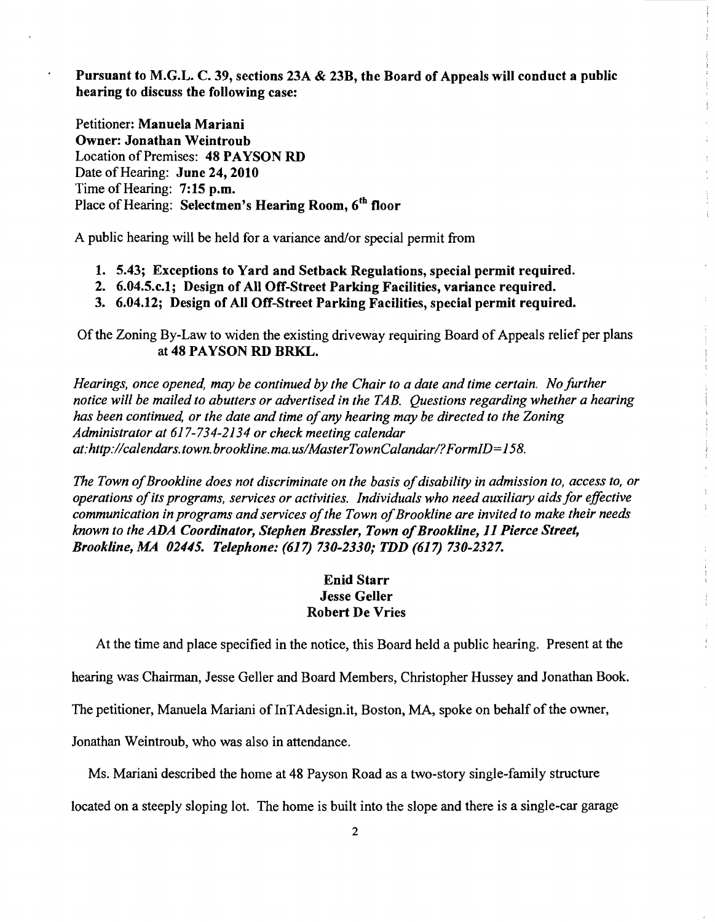**Pursuant to M.G.L. C. 39, sections 23A & 23B, the Board of Appeals will conduct a public hearing to discuss the following case:**

Petitioner: **Manuela Mariani**
**Owner: Jonathan Weintroub**
Location of Premises: **48 PAYSON RD**
Date of Hearing: **June 24, 2010**
Time of Hearing: **7:15 p.m.**
Place of Hearing: **Selectmen's Hearing Room, 6th floor**

A public hearing will be held for a variance and/or special permit from

1. **5.43; Exceptions to Yard and Setback Regulations, special permit required.**
2. **6.04.5.c.1; Design of All Off-Street Parking Facilities, variance required.**
3. **6.04.12; Design of All Off-Street Parking Facilities, special permit required.**

Of the Zoning By-Law to widen the existing driveway requiring Board of Appeals relief per plans at **48 PAYSON RD BRKL.**

*Hearings, once opened, may be continued by the Chair to a date and time certain. No further notice will be mailed to abutters or advertised in the TAB. Questions regarding whether a hearing has been continued, or the date and time of any hearing may be directed to the Zoning Administrator at 617-734-2134 or check meeting calendar at:http://calendars.town.brookline.ma.us/MasterTownCalandar/?FormID=158.*

*The Town of Brookline does not discriminate on the basis of disability in admission to, access to, or operations of its programs, services or activities. Individuals who need auxiliary aids for effective communication in programs and services of the Town of Brookline are invited to make their needs known to the ADA Coordinator, Stephen Bressler, Town of Brookline, 11 Pierce Street, Brookline, MA 02445. Telephone: (617) 730-2330; TDD (617) 730-2327.*

**Enid Starr**
**Jesse Geller**
**Robert De Vries**

At the time and place specified in the notice, this Board held a public hearing. Present at the hearing was Chairman, Jesse Geller and Board Members, Christopher Hussey and Jonathan Book. The petitioner, Manuela Mariani of InTAdesign.it, Boston, MA, spoke on behalf of the owner, Jonathan Weintroub, who was also in attendance.

Ms. Mariani described the home at 48 Payson Road as a two-story single-family structure located on a steeply sloping lot. The home is built into the slope and there is a single-car garage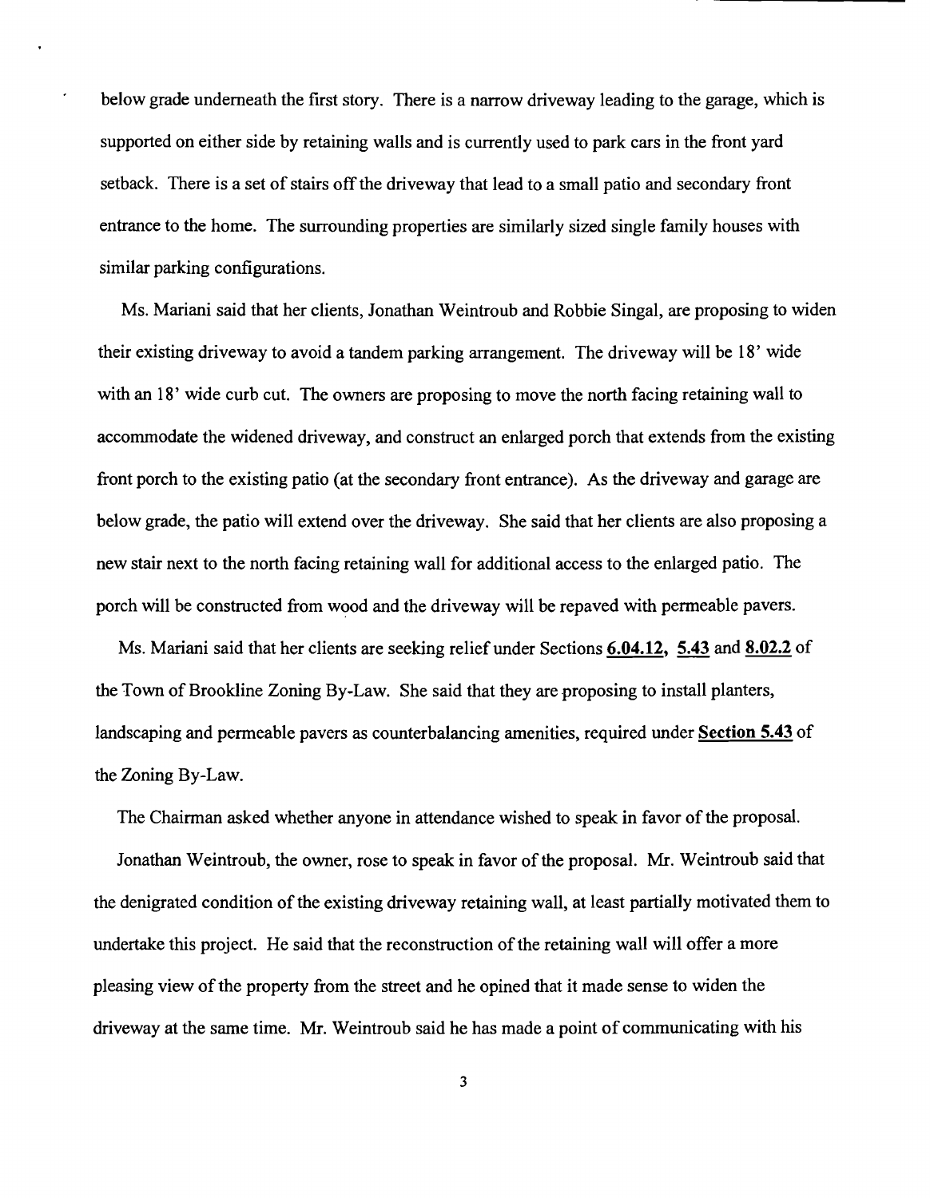below grade underneath the first story. There is a narrow driveway leading to the garage, which is supported on either side by retaining walls and is currently used to park cars in the front yard setback. There is a set of stairs off the driveway that lead to a small patio and secondary front entrance to the home. The surrounding properties are similarly sized single family houses with similar parking configurations.

Ms. Mariani said that her clients, Jonathan Weintroub and Robbie Singal, are proposing to widen their existing driveway to avoid a tandem parking arrangement. The driveway will be 18' wide with an 18' wide curb cut. The owners are proposing to move the north facing retaining wall to accommodate the widened driveway, and construct an enlarged porch that extends from the existing front porch to the existing patio (at the secondary front entrance). As the driveway and garage are below grade, the patio will extend over the driveway. She said that her clients are also proposing a new stair next to the north facing retaining wall for additional access to the enlarged patio. The porch will be constructed from wood and the driveway will be repaved with permeable pavers.

Ms. Mariani said that her clients are seeking relief under Sections **6.04.12**, **5.43** and **8.02.2** of the Town of Brookline Zoning By-Law. She said that they are proposing to install planters, landscaping and permeable pavers as counterbalancing amenities, required under **Section 5.43** of the Zoning By-Law.

The Chairman asked whether anyone in attendance wished to speak in favor of the proposal.

Jonathan Weintroub, the owner, rose to speak in favor of the proposal. Mr. Weintroub said that the denigrated condition of the existing driveway retaining wall, at least partially motivated them to undertake this project. He said that the reconstruction of the retaining wall will offer a more pleasing view of the property from the street and he opined that it made sense to widen the driveway at the same time. Mr. Weintroub said he has made a point of communicating with his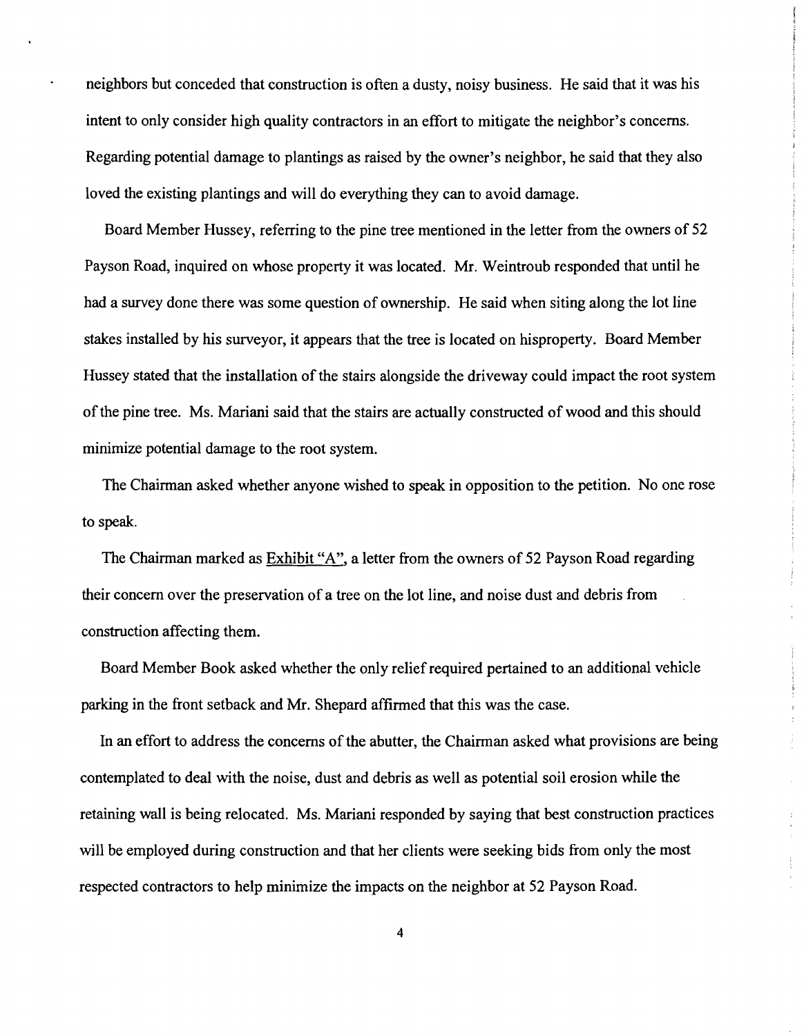neighbors but conceded that construction is often a dusty, noisy business. He said that it was his intent to only consider high quality contractors in an effort to mitigate the neighbor's concerns. Regarding potential damage to plantings as raised by the owner's neighbor, he said that they also loved the existing plantings and will do everything they can to avoid damage.

Board Member Hussey, referring to the pine tree mentioned in the letter from the owners of 52 Payson Road, inquired on whose property it was located. Mr. Weintroub responded that until he had a survey done there was some question of ownership. He said when siting along the lot line stakes installed by his surveyor, it appears that the tree is located on hisproperty. Board Member Hussey stated that the installation of the stairs alongside the driveway could impact the root system of the pine tree. Ms. Mariani said that the stairs are actually constructed of wood and this should minimize potential damage to the root system.

The Chairman asked whether anyone wished to speak in opposition to the petition. No one rose to speak.

The Chairman marked as Exhibit "A", a letter from the owners of 52 Payson Road regarding their concern over the preservation of a tree on the lot line, and noise dust and debris from construction affecting them.

Board Member Book asked whether the only relief required pertained to an additional vehicle parking in the front setback and Mr. Shepard affirmed that this was the case.

In an effort to address the concerns of the abutter, the Chairman asked what provisions are being contemplated to deal with the noise, dust and debris as well as potential soil erosion while the retaining wall is being relocated. Ms. Mariani responded by saying that best construction practices will be employed during construction and that her clients were seeking bids from only the most respected contractors to help minimize the impacts on the neighbor at 52 Payson Road.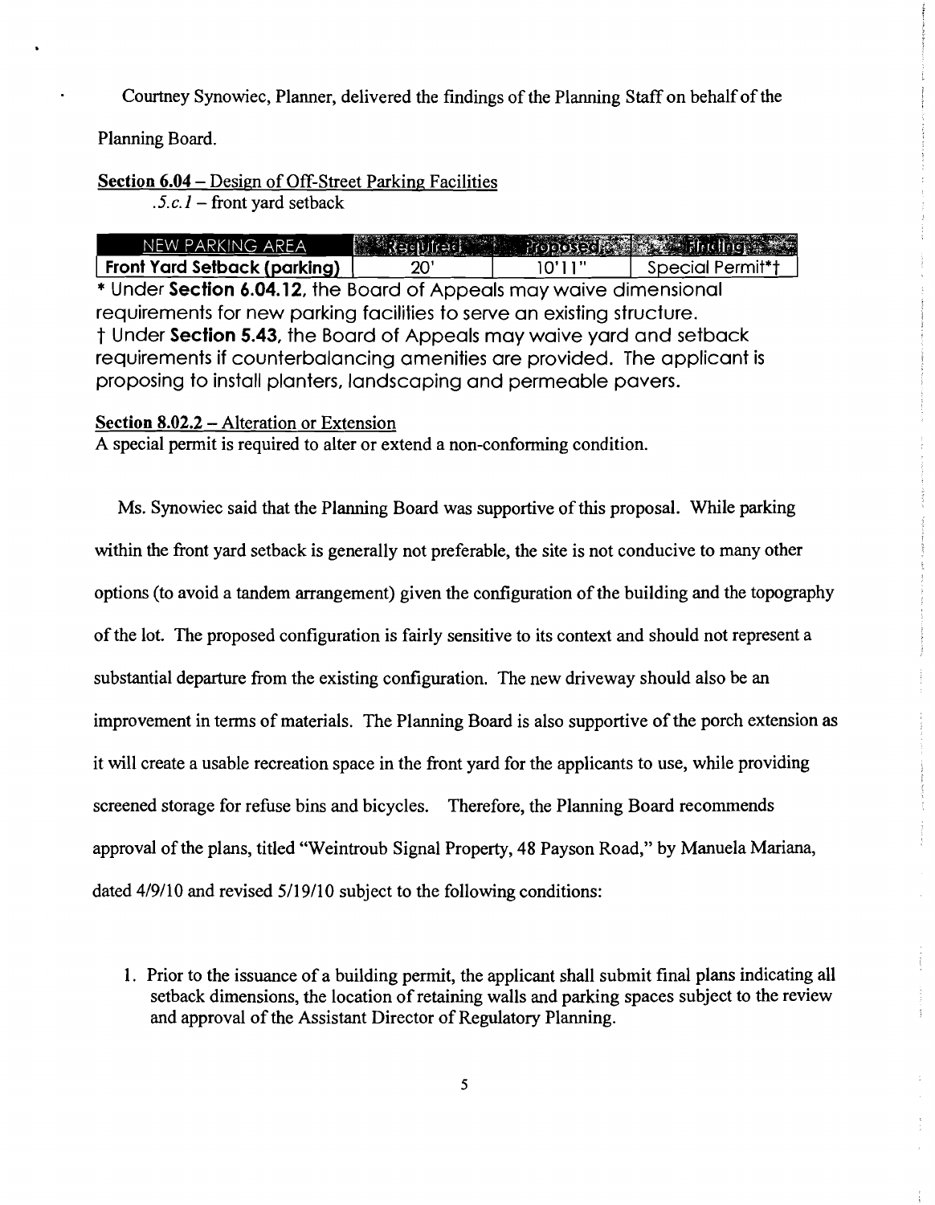Courtney Synowiec, Planner, delivered the findings of the Planning Staff on behalf of the Planning Board.

<u>Section 6.04</u> – Design of Off-Street Parking Facilities
*.5.c.1* – front yard setback

| NEW PARKING AREA | Required | Proposed | Finding |
| --- | --- | --- | --- |
| **Front Yard Setback (parking)** | 20' | 10'11" | Special Permit*† |

\* Under **Section 6.04.12**, the Board of Appeals may waive dimensional requirements for new parking facilities to serve an existing structure.
† Under **Section 5.43**, the Board of Appeals may waive yard and setback requirements if counterbalancing amenities are provided. The applicant is proposing to install planters, landscaping and permeable pavers.

<u>Section 8.02.2</u> – Alteration or Extension
A special permit is required to alter or extend a non-conforming condition.

Ms. Synowiec said that the Planning Board was supportive of this proposal. While parking within the front yard setback is generally not preferable, the site is not conducive to many other options (to avoid a tandem arrangement) given the configuration of the building and the topography of the lot. The proposed configuration is fairly sensitive to its context and should not represent a substantial departure from the existing configuration. The new driveway should also be an improvement in terms of materials. The Planning Board is also supportive of the porch extension as it will create a usable recreation space in the front yard for the applicants to use, while providing screened storage for refuse bins and bicycles. Therefore, the Planning Board recommends approval of the plans, titled "Weintroub Signal Property, 48 Payson Road," by Manuela Mariana, dated 4/9/10 and revised 5/19/10 subject to the following conditions:

1. Prior to the issuance of a building permit, the applicant shall submit final plans indicating all setback dimensions, the location of retaining walls and parking spaces subject to the review and approval of the Assistant Director of Regulatory Planning.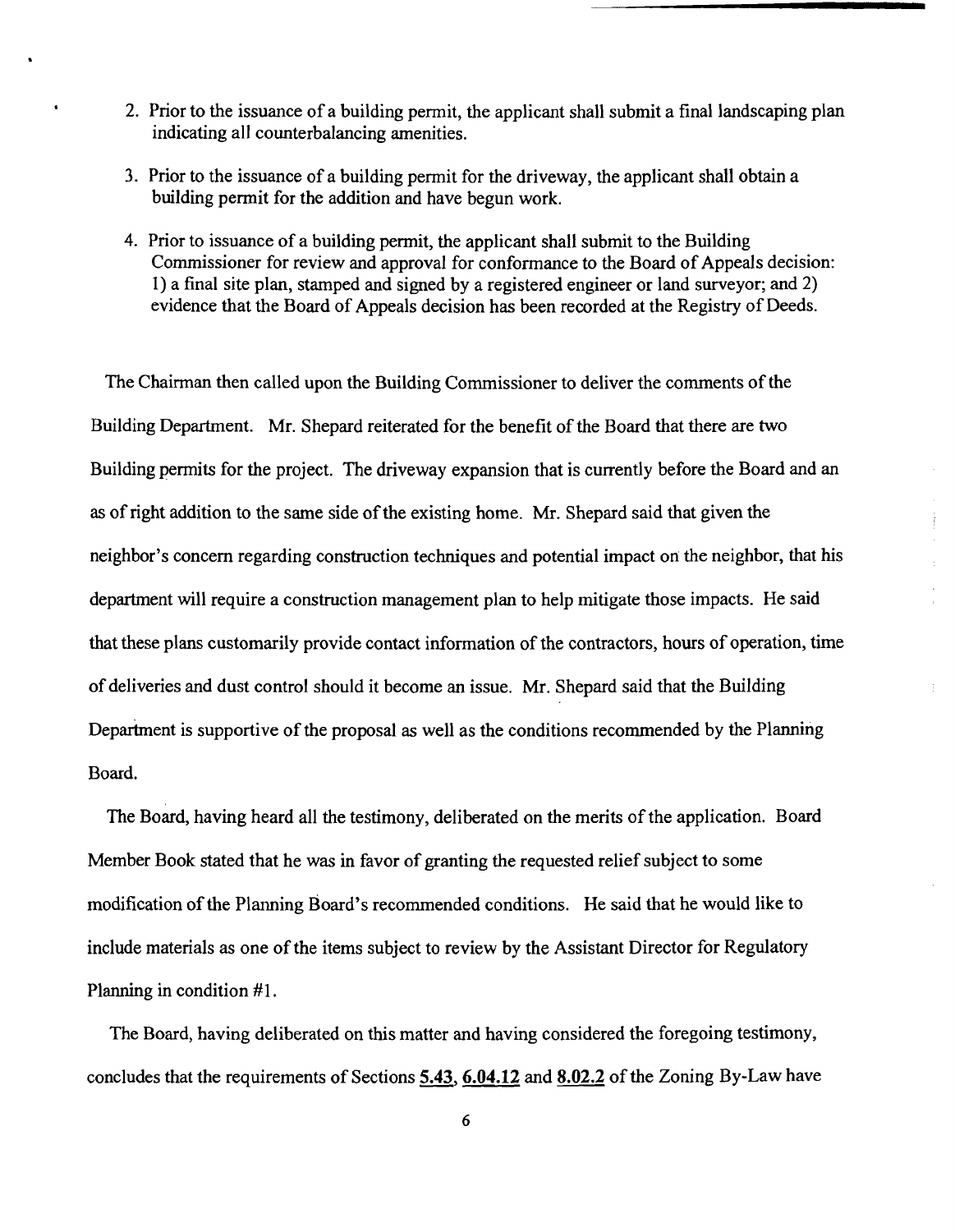2. Prior to the issuance of a building permit, the applicant shall submit a final landscaping plan indicating all counterbalancing amenities.

3. Prior to the issuance of a building permit for the driveway, the applicant shall obtain a building permit for the addition and have begun work.

4. Prior to issuance of a building permit, the applicant shall submit to the Building Commissioner for review and approval for conformance to the Board of Appeals decision: 1) a final site plan, stamped and signed by a registered engineer or land surveyor; and 2) evidence that the Board of Appeals decision has been recorded at the Registry of Deeds.

The Chairman then called upon the Building Commissioner to deliver the comments of the Building Department. Mr. Shepard reiterated for the benefit of the Board that there are two Building permits for the project. The driveway expansion that is currently before the Board and an as of right addition to the same side of the existing home. Mr. Shepard said that given the neighbor's concern regarding construction techniques and potential impact on the neighbor, that his department will require a construction management plan to help mitigate those impacts. He said that these plans customarily provide contact information of the contractors, hours of operation, time of deliveries and dust control should it become an issue. Mr. Shepard said that the Building Department is supportive of the proposal as well as the conditions recommended by the Planning Board.

The Board, having heard all the testimony, deliberated on the merits of the application. Board Member Book stated that he was in favor of granting the requested relief subject to some modification of the Planning Board's recommended conditions. He said that he would like to include materials as one of the items subject to review by the Assistant Director for Regulatory Planning in condition #1.

The Board, having deliberated on this matter and having considered the foregoing testimony, concludes that the requirements of Sections **5.43**, **6.04.12** and **8.02.2** of the Zoning By-Law have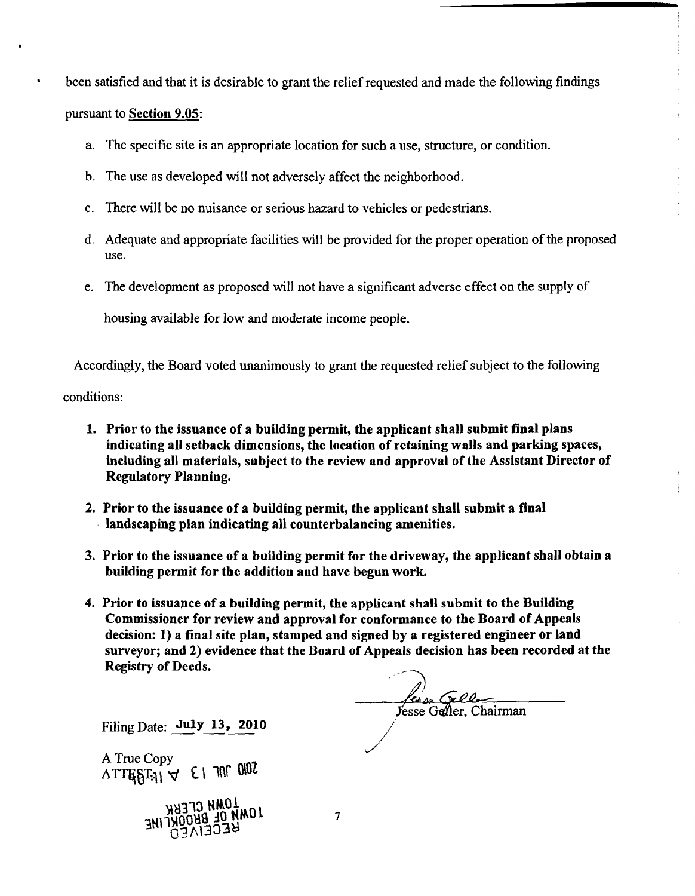been satisfied and that it is desirable to grant the relief requested and made the following findings pursuant to **Section 9.05**:

a. The specific site is an appropriate location for such a use, structure, or condition.

b. The use as developed will not adversely affect the neighborhood.

c. There will be no nuisance or serious hazard to vehicles or pedestrians.

d. Adequate and appropriate facilities will be provided for the proper operation of the proposed use.

e. The development as proposed will not have a significant adverse effect on the supply of housing available for low and moderate income people.

Accordingly, the Board voted unanimously to grant the requested relief subject to the following conditions:

1. **Prior to the issuance of a building permit, the applicant shall submit final plans indicating all setback dimensions, the location of retaining walls and parking spaces, including all materials, subject to the review and approval of the Assistant Director of Regulatory Planning.**

2. **Prior to the issuance of a building permit, the applicant shall submit a final landscaping plan indicating all counterbalancing amenities.**

3. **Prior to the issuance of a building permit for the driveway, the applicant shall obtain a building permit for the addition and have begun work.**

4. **Prior to issuance of a building permit, the applicant shall submit to the Building Commissioner for review and approval for conformance to the Board of Appeals decision: 1) a final site plan, stamped and signed by a registered engineer or land surveyor; and 2) evidence that the Board of Appeals decision has been recorded at the Registry of Deeds.**

Jesse Geller, Chairman

Filing Date: July 13, 2010

A True Copy
ATTEST:

2010 JUL 13 A 11:48

TOWN CLERK
TOWN OF BROOKLINE
RECEIVED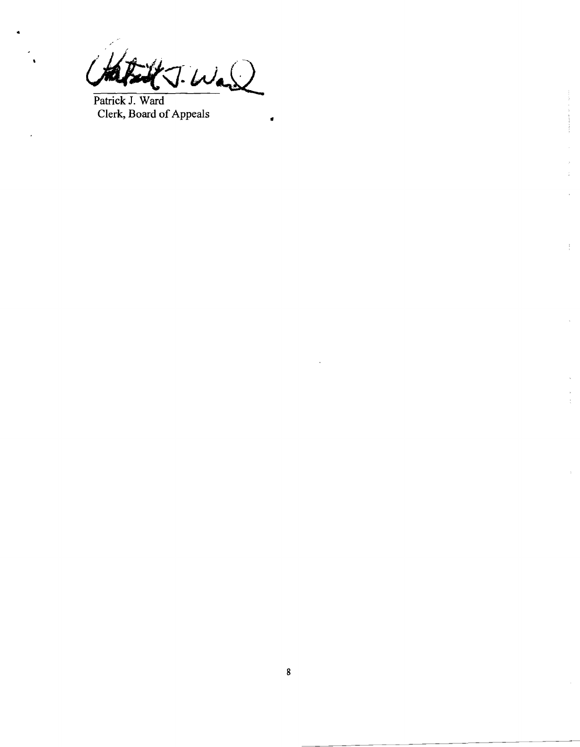Patrick J. Ward
Clerk, Board of Appeals